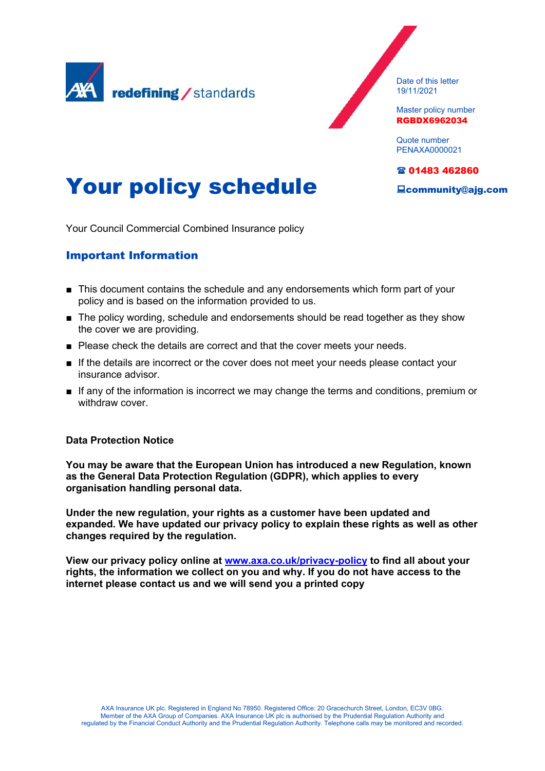AXA redefining / standards

Date of this letter
19/11/2021

Master policy number
**RGBDX6962034**

Quote number
PENAXA0000021

☎ **01483 462860**

**community@ajg.com**

# Your policy schedule

Your Council Commercial Combined Insurance policy

## Important Information

- This document contains the schedule and any endorsements which form part of your policy and is based on the information provided to us.
- The policy wording, schedule and endorsements should be read together as they show the cover we are providing.
- Please check the details are correct and that the cover meets your needs.
- If the details are incorrect or the cover does not meet your needs please contact your insurance advisor.
- If any of the information is incorrect we may change the terms and conditions, premium or withdraw cover.

**Data Protection Notice**

**You may be aware that the European Union has introduced a new Regulation, known as the General Data Protection Regulation (GDPR), which applies to every organisation handling personal data.**

**Under the new regulation, your rights as a customer have been updated and expanded. We have updated our privacy policy to explain these rights as well as other changes required by the regulation.**

**View our privacy policy online at [www.axa.co.uk/privacy-policy](www.axa.co.uk/privacy-policy) to find all about your rights, the information we collect on you and why. If you do not have access to the internet please contact us and we will send you a printed copy**

AXA Insurance UK plc. Registered in England No 78950. Registered Office: 20 Gracechurch Street, London, EC3V 0BG. Member of the AXA Group of Companies. AXA Insurance UK plc is authorised by the Prudential Regulation Authority and regulated by the Financial Conduct Authority and the Prudential Regulation Authority. Telephone calls may be monitored and recorded.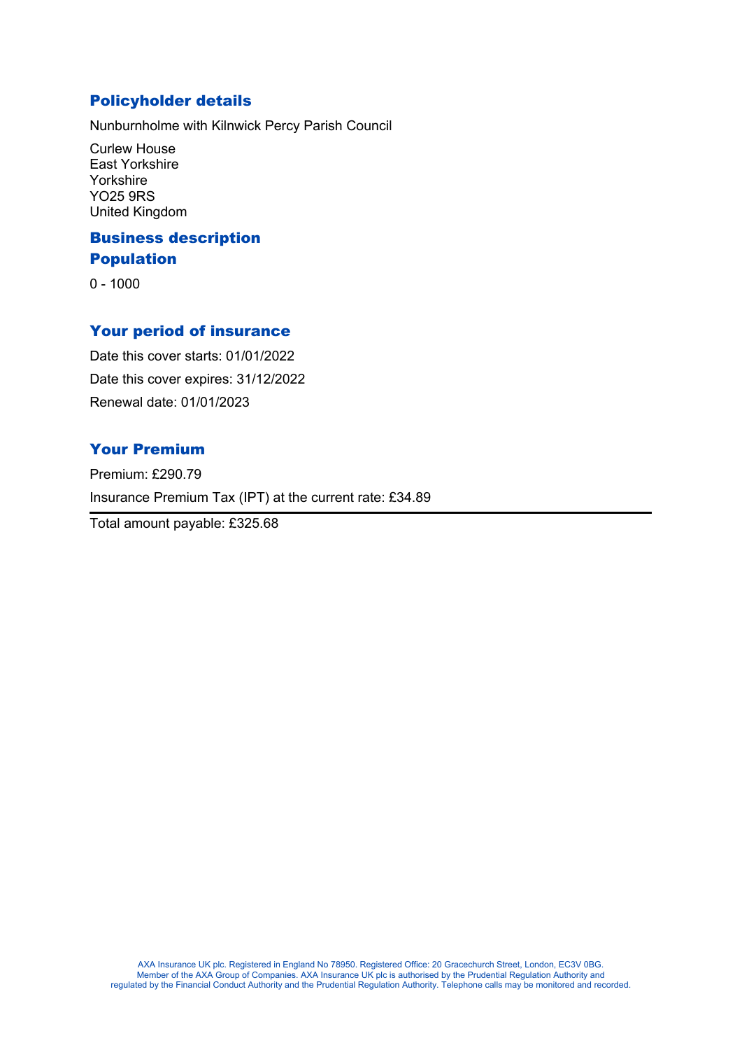## Policyholder details

Nunburnholme with Kilnwick Percy Parish Council

Curlew House
East Yorkshire
Yorkshire
YO25 9RS
United Kingdom

## Business description

## Population

0 - 1000

## Your period of insurance

Date this cover starts: 01/01/2022

Date this cover expires: 31/12/2022

Renewal date: 01/01/2023

## Your Premium

Premium: £290.79

Insurance Premium Tax (IPT) at the current rate: £34.89

---

Total amount payable: £325.68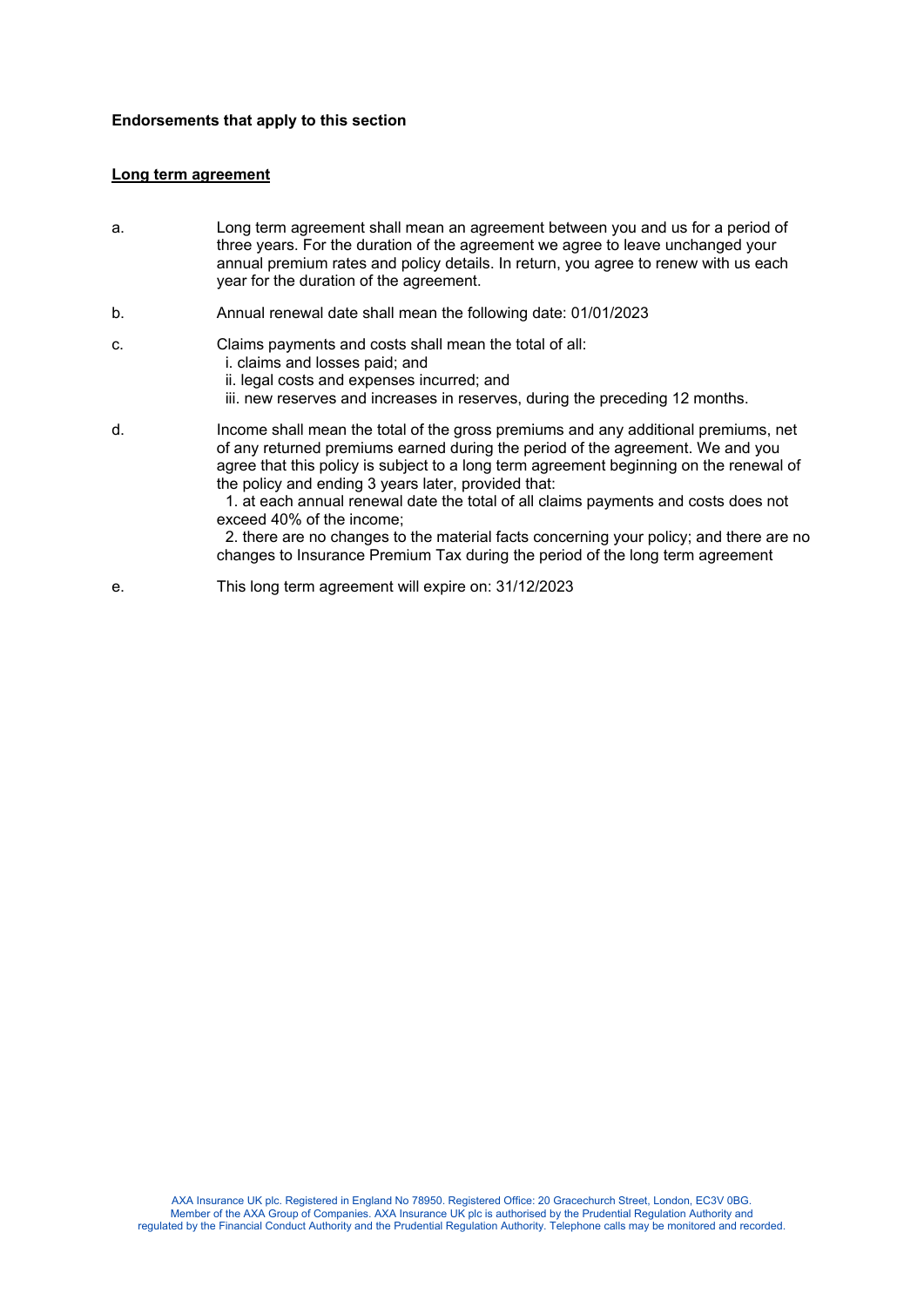**Endorsements that apply to this section**

**Long term agreement**

a. Long term agreement shall mean an agreement between you and us for a period of three years. For the duration of the agreement we agree to leave unchanged your annual premium rates and policy details. In return, you agree to renew with us each year for the duration of the agreement.

b. Annual renewal date shall mean the following date: 01/01/2023

c. Claims payments and costs shall mean the total of all:
   i. claims and losses paid; and
   ii. legal costs and expenses incurred; and
   iii. new reserves and increases in reserves, during the preceding 12 months.

d. Income shall mean the total of the gross premiums and any additional premiums, net of any returned premiums earned during the period of the agreement. We and you agree that this policy is subject to a long term agreement beginning on the renewal of the policy and ending 3 years later, provided that:
   1. at each annual renewal date the total of all claims payments and costs does not exceed 40% of the income;
   2. there are no changes to the material facts concerning your policy; and there are no changes to Insurance Premium Tax during the period of the long term agreement

e. This long term agreement will expire on: 31/12/2023

AXA Insurance UK plc. Registered in England No 78950. Registered Office: 20 Gracechurch Street, London, EC3V 0BG. Member of the AXA Group of Companies. AXA Insurance UK plc is authorised by the Prudential Regulation Authority and regulated by the Financial Conduct Authority and the Prudential Regulation Authority. Telephone calls may be monitored and recorded.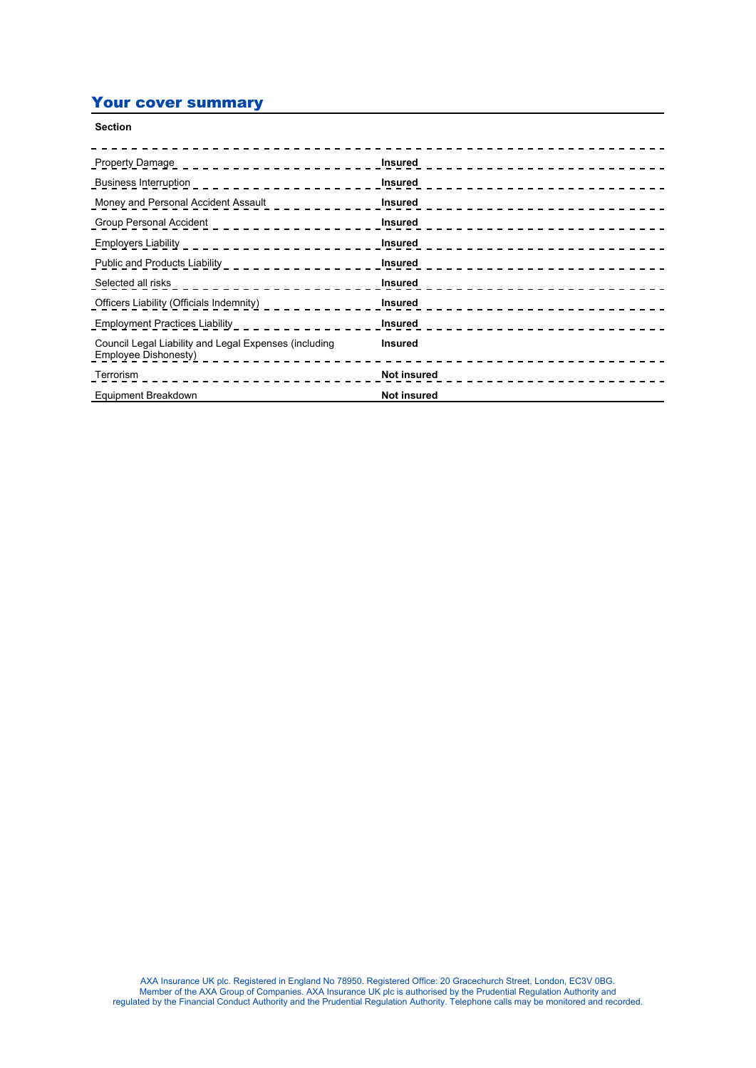## Your cover summary

| Section | |
|---|---|
| Property Damage | **Insured** |
| Business Interruption | **Insured** |
| Money and Personal Accident Assault | **Insured** |
| Group Personal Accident | **Insured** |
| Employers Liability | **Insured** |
| Public and Products Liability | **Insured** |
| Selected all risks | **Insured** |
| Officers Liability (Officials Indemnity) | **Insured** |
| Employment Practices Liability | **Insured** |
| Council Legal Liability and Legal Expenses (including Employee Dishonesty) | **Insured** |
| Terrorism | **Not insured** |
| Equipment Breakdown | **Not insured** |

AXA Insurance UK plc. Registered in England No 78950. Registered Office: 20 Gracechurch Street, London, EC3V 0BG. Member of the AXA Group of Companies. AXA Insurance UK plc is authorised by the Prudential Regulation Authority and regulated by the Financial Conduct Authority and the Prudential Regulation Authority. Telephone calls may be monitored and recorded.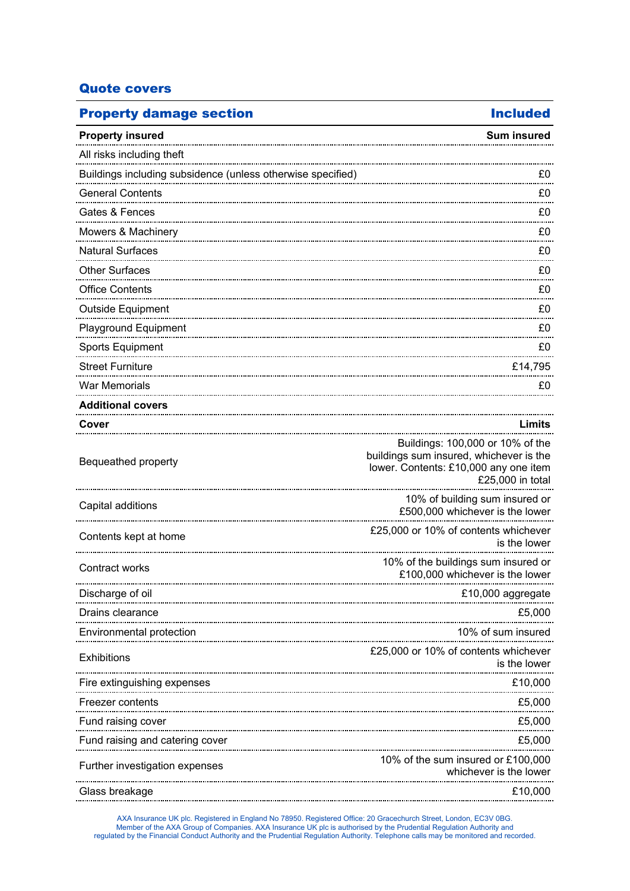## Quote covers

| Property damage section | Included |
|---|---|
| **Property insured** | **Sum insured** |
| All risks including theft | |
| Buildings including subsidence (unless otherwise specified) | £0 |
| General Contents | £0 |
| Gates & Fences | £0 |
| Mowers & Machinery | £0 |
| Natural Surfaces | £0 |
| Other Surfaces | £0 |
| Office Contents | £0 |
| Outside Equipment | £0 |
| Playground Equipment | £0 |
| Sports Equipment | £0 |
| Street Furniture | £14,795 |
| War Memorials | £0 |
| **Additional covers** | |
| **Cover** | **Limits** |
| Bequeathed property | Buildings: 100,000 or 10% of the buildings sum insured, whichever is the lower. Contents: £10,000 any one item £25,000 in total |
| Capital additions | 10% of building sum insured or £500,000 whichever is the lower |
| Contents kept at home | £25,000 or 10% of contents whichever is the lower |
| Contract works | 10% of the buildings sum insured or £100,000 whichever is the lower |
| Discharge of oil | £10,000 aggregate |
| Drains clearance | £5,000 |
| Environmental protection | 10% of sum insured |
| Exhibitions | £25,000 or 10% of contents whichever is the lower |
| Fire extinguishing expenses | £10,000 |
| Freezer contents | £5,000 |
| Fund raising cover | £5,000 |
| Fund raising and catering cover | £5,000 |
| Further investigation expenses | 10% of the sum insured or £100,000 whichever is the lower |
| Glass breakage | £10,000 |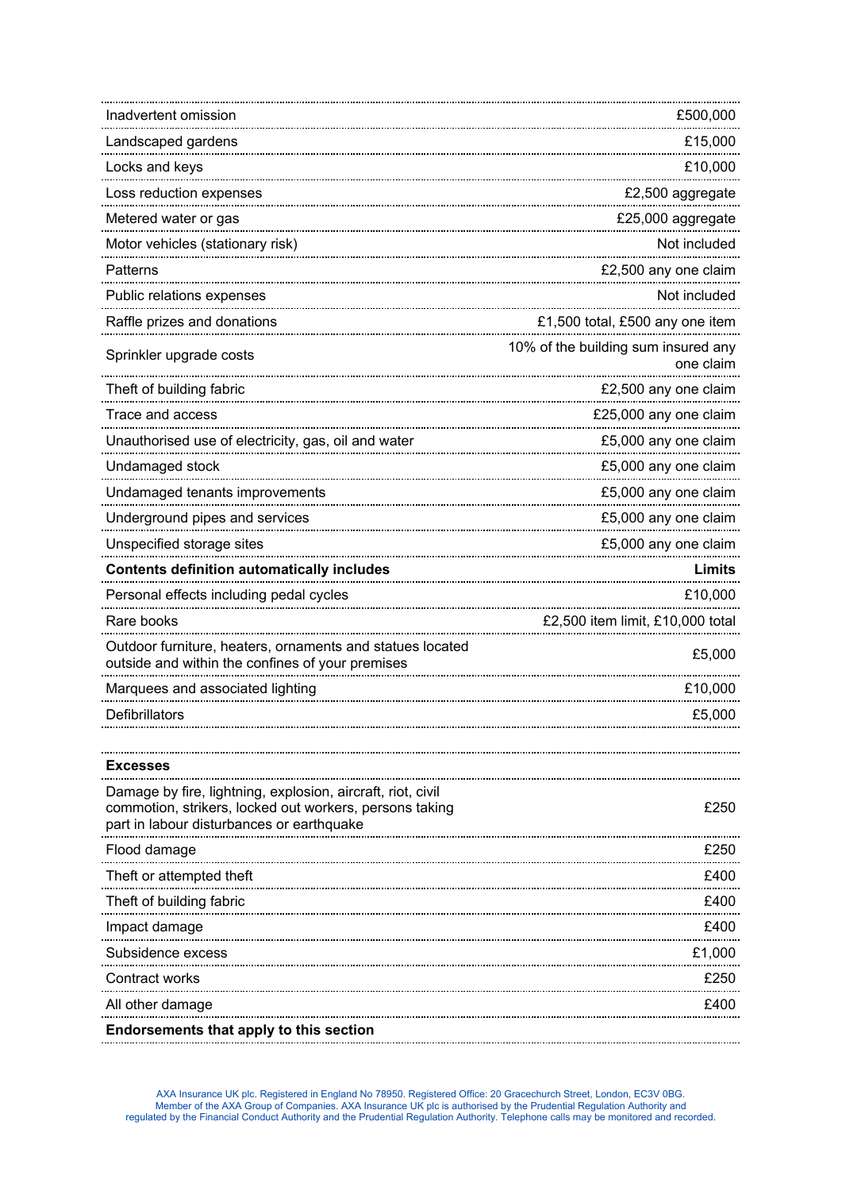| | |
|---|---|
| Inadvertent omission | £500,000 |
| Landscaped gardens | £15,000 |
| Locks and keys | £10,000 |
| Loss reduction expenses | £2,500 aggregate |
| Metered water or gas | £25,000 aggregate |
| Motor vehicles (stationary risk) | Not included |
| Patterns | £2,500 any one claim |
| Public relations expenses | Not included |
| Raffle prizes and donations | £1,500 total, £500 any one item |
| Sprinkler upgrade costs | 10% of the building sum insured any one claim |
| Theft of building fabric | £2,500 any one claim |
| Trace and access | £25,000 any one claim |
| Unauthorised use of electricity, gas, oil and water | £5,000 any one claim |
| Undamaged stock | £5,000 any one claim |
| Undamaged tenants improvements | £5,000 any one claim |
| Underground pipes and services | £5,000 any one claim |
| Unspecified storage sites | £5,000 any one claim |
| **Contents definition automatically includes** | **Limits** |
| Personal effects including pedal cycles | £10,000 |
| Rare books | £2,500 item limit, £10,000 total |
| Outdoor furniture, heaters, ornaments and statues located outside and within the confines of your premises | £5,000 |
| Marquees and associated lighting | £10,000 |
| Defibrillators | £5,000 |

| **Excesses** | |
|---|---|
| Damage by fire, lightning, explosion, aircraft, riot, civil commotion, strikers, locked out workers, persons taking part in labour disturbances or earthquake | £250 |
| Flood damage | £250 |
| Theft or attempted theft | £400 |
| Theft of building fabric | £400 |
| Impact damage | £400 |
| Subsidence excess | £1,000 |
| Contract works | £250 |
| All other damage | £400 |
| **Endorsements that apply to this section** | |

AXA Insurance UK plc. Registered in England No 78950. Registered Office: 20 Gracechurch Street, London, EC3V 0BG. Member of the AXA Group of Companies. AXA Insurance UK plc is authorised by the Prudential Regulation Authority and regulated by the Financial Conduct Authority and the Prudential Regulation Authority. Telephone calls may be monitored and recorded.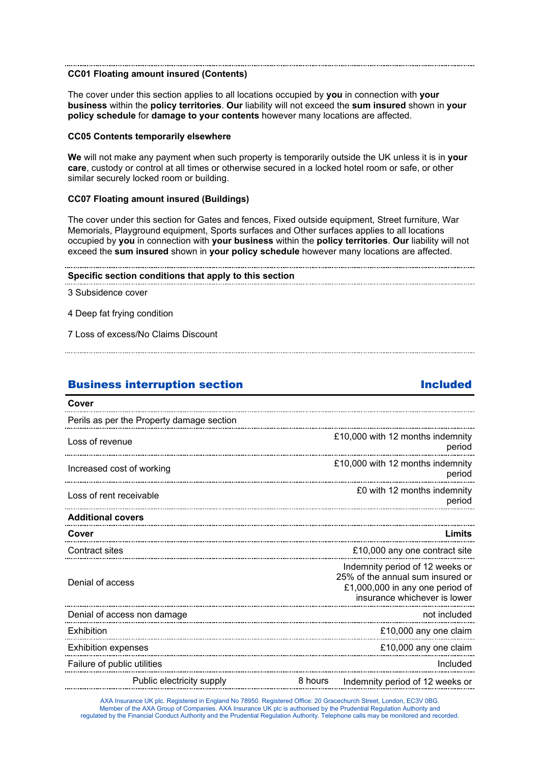**CC01 Floating amount insured (Contents)**

The cover under this section applies to all locations occupied by **you** in connection with **your business** within the **policy territories**. **Our** liability will not exceed the **sum insured** shown in **your policy schedule** for **damage to your contents** however many locations are affected.

**CC05 Contents temporarily elsewhere**

**We** will not make any payment when such property is temporarily outside the UK unless it is in **your care**, custody or control at all times or otherwise secured in a locked hotel room or safe, or other similar securely locked room or building.

**CC07 Floating amount insured (Buildings)**

The cover under this section for Gates and fences, Fixed outside equipment, Street furniture, War Memorials, Playground equipment, Sports surfaces and Other surfaces applies to all locations occupied by **you** in connection with **your business** within the **policy territories**. **Our** liability will not exceed the **sum insured** shown in **your policy schedule** however many locations are affected.

**Specific section conditions that apply to this section**

3 Subsidence cover

4 Deep fat frying condition

7 Loss of excess/No Claims Discount

## Business interruption section — Included

| **Cover** | | |
|---|---|---|
| Perils as per the Property damage section | | |
| Loss of revenue | | £10,000 with 12 months indemnity period |
| Increased cost of working | | £10,000 with 12 months indemnity period |
| Loss of rent receivable | | £0 with 12 months indemnity period |
| **Additional covers** | | |
| **Cover** | | **Limits** |
| Contract sites | | £10,000 any one contract site |
| Denial of access | | Indemnity period of 12 weeks or 25% of the annual sum insured or £1,000,000 in any one period of insurance whichever is lower |
| Denial of access non damage | | not included |
| Exhibition | | £10,000 any one claim |
| Exhibition expenses | | £10,000 any one claim |
| Failure of public utilities | | Included |
| Public electricity supply | 8 hours | Indemnity period of 12 weeks or |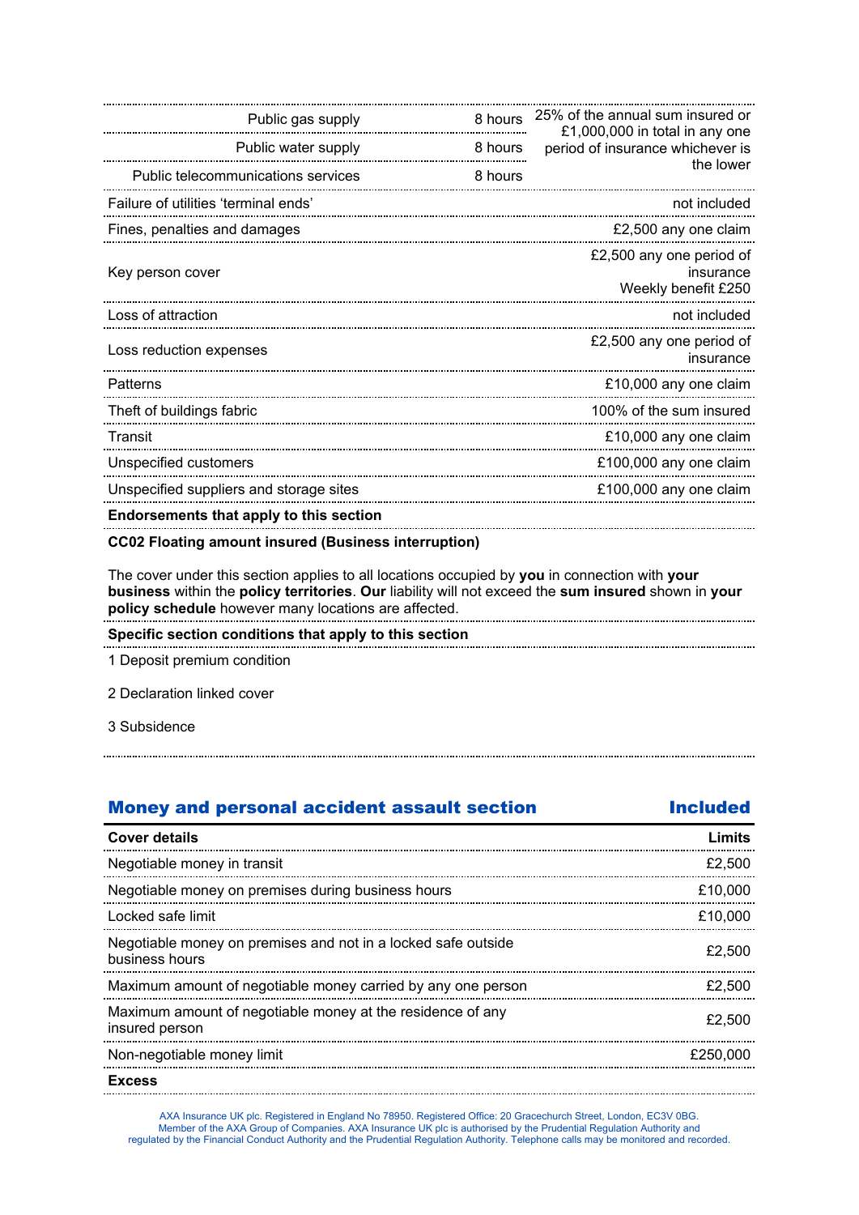| | | |
|---|---|---|
| Public gas supply | 8 hours | 25% of the annual sum insured or £1,000,000 in total in any one period of insurance whichever is the lower |
| Public water supply | 8 hours | |
| Public telecommunications services | 8 hours | |
| Failure of utilities 'terminal ends' | | not included |
| Fines, penalties and damages | | £2,500 any one claim |
| Key person cover | | £2,500 any one period of insurance Weekly benefit £250 |
| Loss of attraction | | not included |
| Loss reduction expenses | | £2,500 any one period of insurance |
| Patterns | | £10,000 any one claim |
| Theft of buildings fabric | | 100% of the sum insured |
| Transit | | £10,000 any one claim |
| Unspecified customers | | £100,000 any one claim |
| Unspecified suppliers and storage sites | | £100,000 any one claim |

**Endorsements that apply to this section**

**CC02 Floating amount insured (Business interruption)**

The cover under this section applies to all locations occupied by **you** in connection with **your business** within the **policy territories**. **Our** liability will not exceed the **sum insured** shown in **your policy schedule** however many locations are affected.

**Specific section conditions that apply to this section**

1 Deposit premium condition

2 Declaration linked cover

3 Subsidence

## Money and personal accident assault section — Included

| Cover details | Limits |
|---|---|
| Negotiable money in transit | £2,500 |
| Negotiable money on premises during business hours | £10,000 |
| Locked safe limit | £10,000 |
| Negotiable money on premises and not in a locked safe outside business hours | £2,500 |
| Maximum amount of negotiable money carried by any one person | £2,500 |
| Maximum amount of negotiable money at the residence of any insured person | £2,500 |
| Non-negotiable money limit | £250,000 |
| **Excess** | |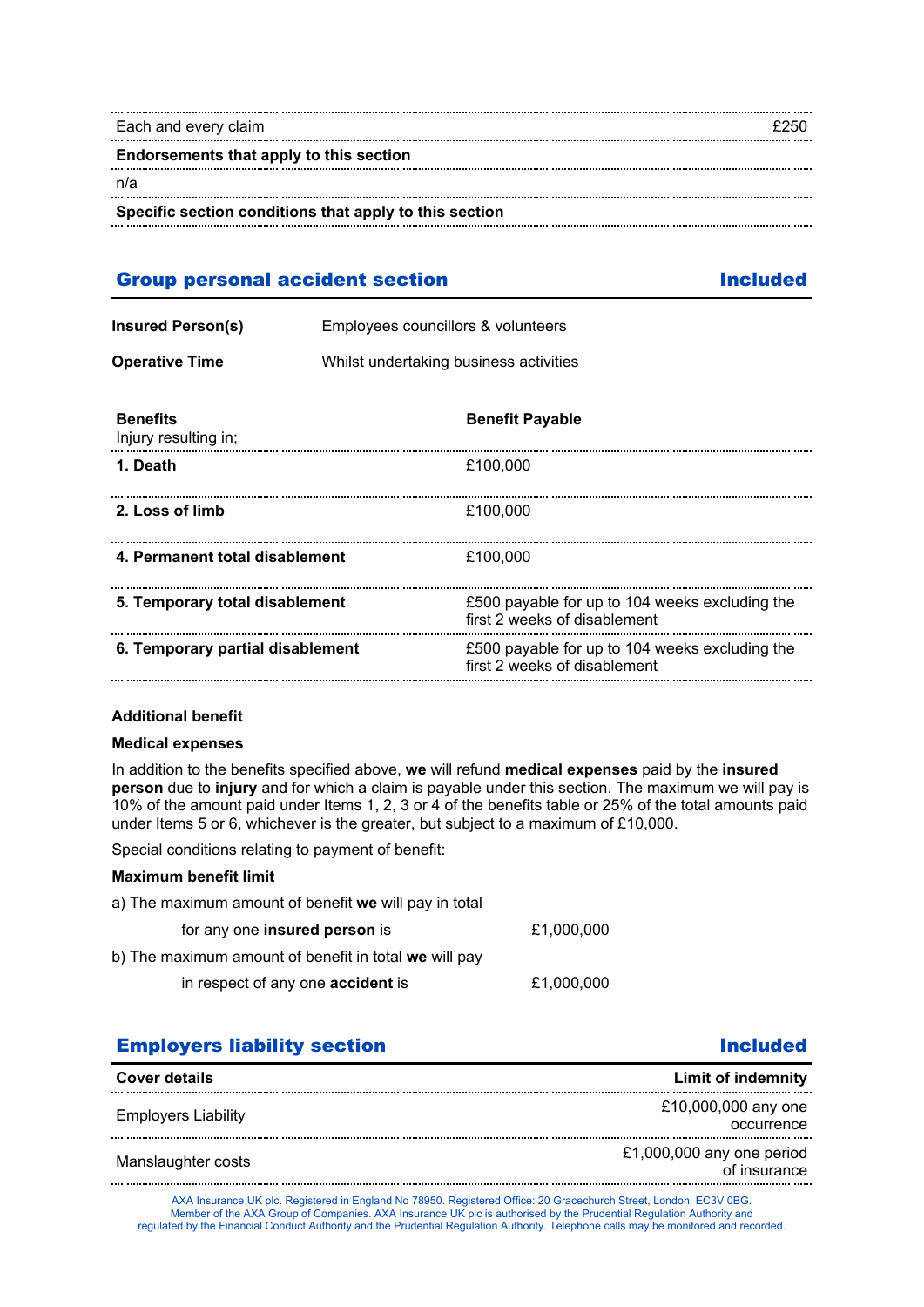| | |
|---|---|
| Each and every claim | £250 |

**Endorsements that apply to this section**

n/a

**Specific section conditions that apply to this section**

## Group personal accident section — Included

| | |
|---|---|
| **Insured Person(s)** | Employees councillors & volunteers |
| **Operative Time** | Whilst undertaking business activities |

| **Benefits** Injury resulting in; | **Benefit Payable** |
|---|---|
| **1. Death** | £100,000 |
| **2. Loss of limb** | £100,000 |
| **4. Permanent total disablement** | £100,000 |
| **5. Temporary total disablement** | £500 payable for up to 104 weeks excluding the first 2 weeks of disablement |
| **6. Temporary partial disablement** | £500 payable for up to 104 weeks excluding the first 2 weeks of disablement |

**Additional benefit**

**Medical expenses**

In addition to the benefits specified above, **we** will refund **medical expenses** paid by the **insured person** due to **injury** and for which a claim is payable under this section. The maximum we will pay is 10% of the amount paid under Items 1, 2, 3 or 4 of the benefits table or 25% of the total amounts paid under Items 5 or 6, whichever is the greater, but subject to a maximum of £10,000.

Special conditions relating to payment of benefit:

**Maximum benefit limit**

a) The maximum amount of benefit **we** will pay in total for any one **insured person** is £1,000,000

b) The maximum amount of benefit in total **we** will pay in respect of any one **accident** is £1,000,000

## Employers liability section — Included

| **Cover details** | **Limit of indemnity** |
|---|---|
| Employers Liability | £10,000,000 any one occurrence |
| Manslaughter costs | £1,000,000 any one period of insurance |

AXA Insurance UK plc. Registered in England No 78950. Registered Office: 20 Gracechurch Street, London, EC3V 0BG. Member of the AXA Group of Companies. AXA Insurance UK plc is authorised by the Prudential Regulation Authority and regulated by the Financial Conduct Authority and the Prudential Regulation Authority. Telephone calls may be monitored and recorded.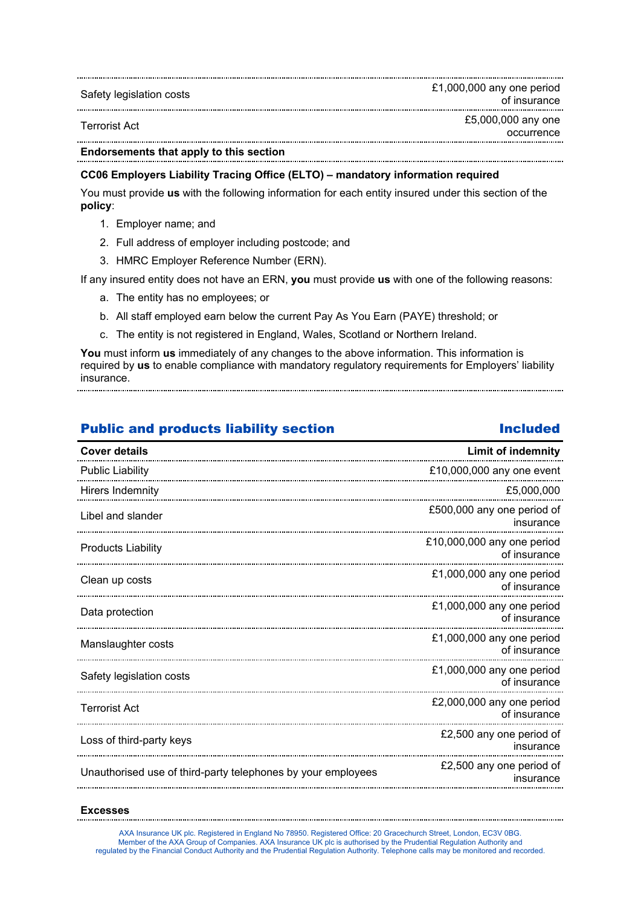| | |
|---|---|
| Safety legislation costs | £1,000,000 any one period of insurance |
| Terrorist Act | £5,000,000 any one occurrence |

**Endorsements that apply to this section**

**CC06 Employers Liability Tracing Office (ELTO) – mandatory information required**

You must provide **us** with the following information for each entity insured under this section of the **policy**:

1. Employer name; and
2. Full address of employer including postcode; and
3. HMRC Employer Reference Number (ERN).

If any insured entity does not have an ERN, **you** must provide **us** with one of the following reasons:

a. The entity has no employees; or
b. All staff employed earn below the current Pay As You Earn (PAYE) threshold; or
c. The entity is not registered in England, Wales, Scotland or Northern Ireland.

**You** must inform **us** immediately of any changes to the above information. This information is required by **us** to enable compliance with mandatory regulatory requirements for Employers' liability insurance.

## Public and products liability section — Included

| Cover details | Limit of indemnity |
|---|---|
| Public Liability | £10,000,000 any one event |
| Hirers Indemnity | £5,000,000 |
| Libel and slander | £500,000 any one period of insurance |
| Products Liability | £10,000,000 any one period of insurance |
| Clean up costs | £1,000,000 any one period of insurance |
| Data protection | £1,000,000 any one period of insurance |
| Manslaughter costs | £1,000,000 any one period of insurance |
| Safety legislation costs | £1,000,000 any one period of insurance |
| Terrorist Act | £2,000,000 any one period of insurance |
| Loss of third-party keys | £2,500 any one period of insurance |
| Unauthorised use of third-party telephones by your employees | £2,500 any one period of insurance |

**Excesses**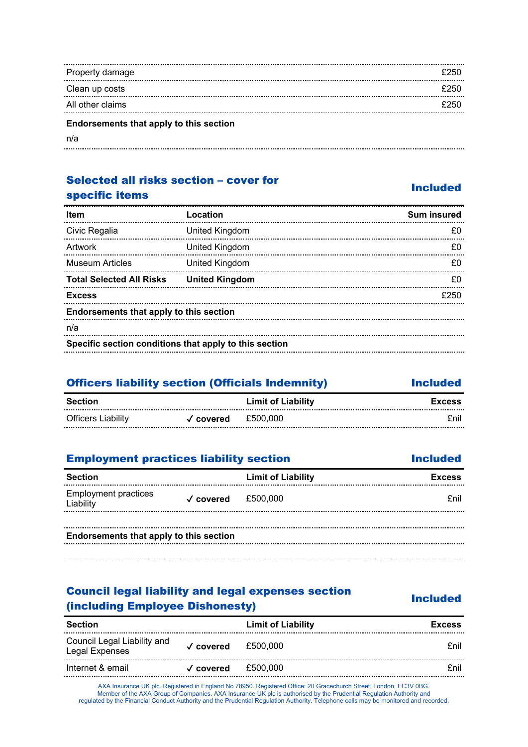| | |
|---|---|
| Property damage | £250 |
| Clean up costs | £250 |
| All other claims | £250 |

**Endorsements that apply to this section**

n/a

## Selected all risks section – cover for specific items — Included

| Item | Location | Sum insured |
|---|---|---|
| Civic Regalia | United Kingdom | £0 |
| Artwork | United Kingdom | £0 |
| Museum Articles | United Kingdom | £0 |
| **Total Selected All Risks** | **United Kingdom** | £0 |
| **Excess** | | £250 |

**Endorsements that apply to this section**

n/a

**Specific section conditions that apply to this section**

## Officers liability section (Officials Indemnity) — Included

| Section | | Limit of Liability | Excess |
|---|---|---|---|
| Officers Liability | ✓ covered | £500,000 | £nil |

## Employment practices liability section — Included

| Section | | Limit of Liability | Excess |
|---|---|---|---|
| Employment practices Liability | ✓ covered | £500,000 | £nil |

**Endorsements that apply to this section**

## Council legal liability and legal expenses section (including Employee Dishonesty) — Included

| Section | | Limit of Liability | Excess |
|---|---|---|---|
| Council Legal Liability and Legal Expenses | ✓ covered | £500,000 | £nil |
| Internet & email | ✓ covered | £500,000 | £nil |

AXA Insurance UK plc. Registered in England No 78950. Registered Office: 20 Gracechurch Street, London, EC3V 0BG. Member of the AXA Group of Companies. AXA Insurance UK plc is authorised by the Prudential Regulation Authority and regulated by the Financial Conduct Authority and the Prudential Regulation Authority. Telephone calls may be monitored and recorded.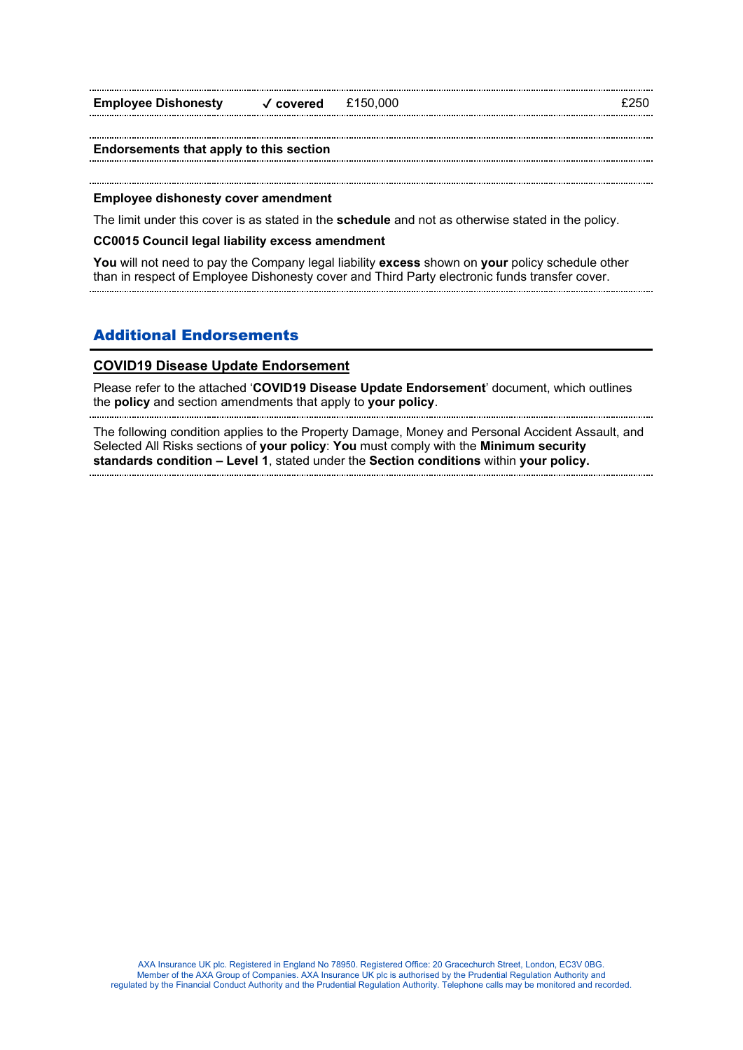| | | | |
|---|---|---|---|
| **Employee Dishonesty** | ✓ **covered** | £150,000 | £250 |

**Endorsements that apply to this section**

**Employee dishonesty cover amendment**

The limit under this cover is as stated in the **schedule** and not as otherwise stated in the policy.

**CC0015 Council legal liability excess amendment**

**You** will not need to pay the Company legal liability **excess** shown on **your** policy schedule other than in respect of Employee Dishonesty cover and Third Party electronic funds transfer cover.

## Additional Endorsements

**COVID19 Disease Update Endorsement**

Please refer to the attached '**COVID19 Disease Update Endorsement**' document, which outlines the **policy** and section amendments that apply to **your policy**.

The following condition applies to the Property Damage, Money and Personal Accident Assault, and Selected All Risks sections of **your policy**: **You** must comply with the **Minimum security standards condition – Level 1**, stated under the **Section conditions** within **your policy.**

AXA Insurance UK plc. Registered in England No 78950. Registered Office: 20 Gracechurch Street, London, EC3V 0BG. Member of the AXA Group of Companies. AXA Insurance UK plc is authorised by the Prudential Regulation Authority and regulated by the Financial Conduct Authority and the Prudential Regulation Authority. Telephone calls may be monitored and recorded.